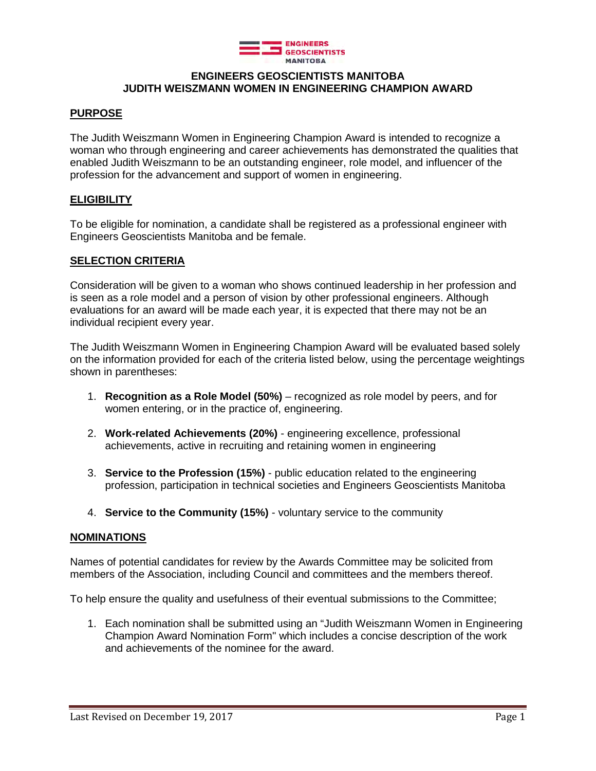# ENGINEERS GEOSCIENTISTS MANITOBA
# JUDITH WEISZMANN WOMEN IN ENGINEERING CHAMPION AWARD

## PURPOSE

The Judith Weiszmann Women in Engineering Champion Award is intended to recognize a woman who through engineering and career achievements has demonstrated the qualities that enabled Judith Weiszmann to be an outstanding engineer, role model, and influencer of the profession for the advancement and support of women in engineering.

## ELIGIBILITY

To be eligible for nomination, a candidate shall be registered as a professional engineer with Engineers Geoscientists Manitoba and be female.

## SELECTION CRITERIA

Consideration will be given to a woman who shows continued leadership in her profession and is seen as a role model and a person of vision by other professional engineers. Although evaluations for an award will be made each year, it is expected that there may not be an individual recipient every year.

The Judith Weiszmann Women in Engineering Champion Award will be evaluated based solely on the information provided for each of the criteria listed below, using the percentage weightings shown in parentheses:

1. **Recognition as a Role Model (50%)** – recognized as role model by peers, and for women entering, or in the practice of, engineering.

2. **Work-related Achievements (20%)** - engineering excellence, professional achievements, active in recruiting and retaining women in engineering

3. **Service to the Profession (15%)** - public education related to the engineering profession, participation in technical societies and Engineers Geoscientists Manitoba

4. **Service to the Community (15%)** - voluntary service to the community

## NOMINATIONS

Names of potential candidates for review by the Awards Committee may be solicited from members of the Association, including Council and committees and the members thereof.

To help ensure the quality and usefulness of their eventual submissions to the Committee;

1. Each nomination shall be submitted using an "Judith Weiszmann Women in Engineering Champion Award Nomination Form" which includes a concise description of the work and achievements of the nominee for the award.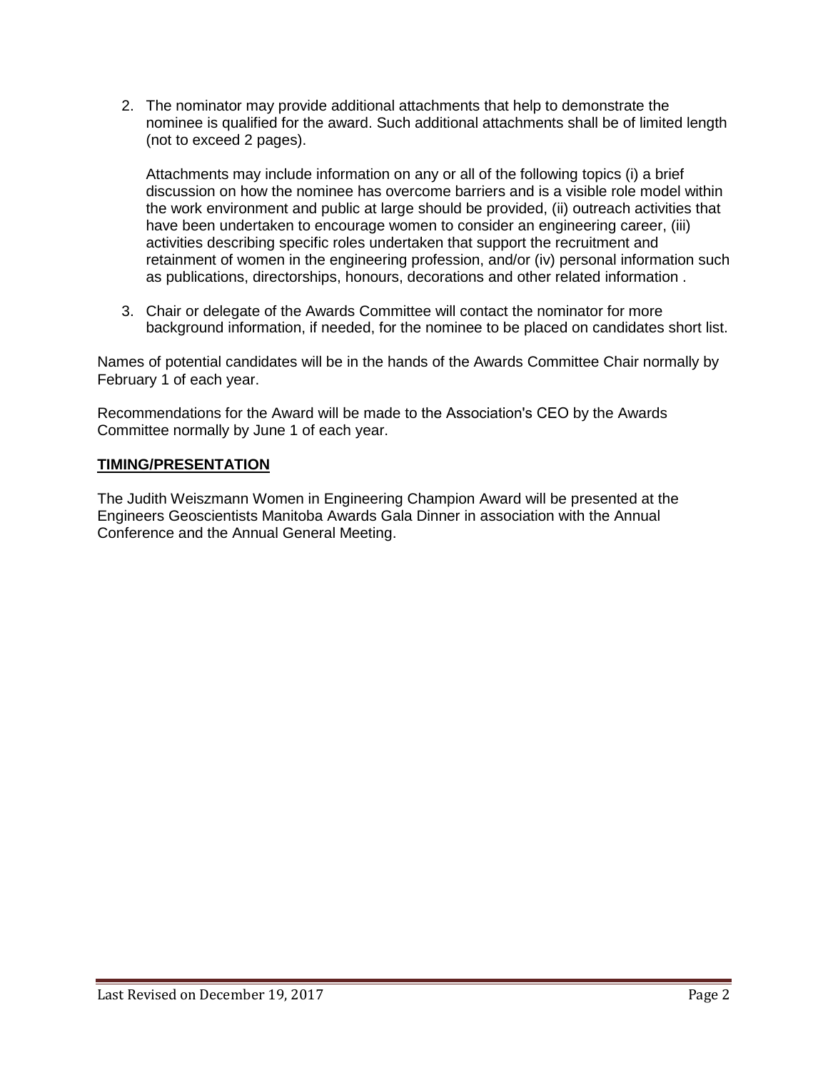2. The nominator may provide additional attachments that help to demonstrate the nominee is qualified for the award. Such additional attachments shall be of limited length (not to exceed 2 pages).

   Attachments may include information on any or all of the following topics (i) a brief discussion on how the nominee has overcome barriers and is a visible role model within the work environment and public at large should be provided, (ii) outreach activities that have been undertaken to encourage women to consider an engineering career, (iii) activities describing specific roles undertaken that support the recruitment and retainment of women in the engineering profession, and/or (iv) personal information such as publications, directorships, honours, decorations and other related information .

3. Chair or delegate of the Awards Committee will contact the nominator for more background information, if needed, for the nominee to be placed on candidates short list.

Names of potential candidates will be in the hands of the Awards Committee Chair normally by February 1 of each year.

Recommendations for the Award will be made to the Association's CEO by the Awards Committee normally by June 1 of each year.

**TIMING/PRESENTATION**

The Judith Weiszmann Women in Engineering Champion Award will be presented at the Engineers Geoscientists Manitoba Awards Gala Dinner in association with the Annual Conference and the Annual General Meeting.

Last Revised on December 19, 2017